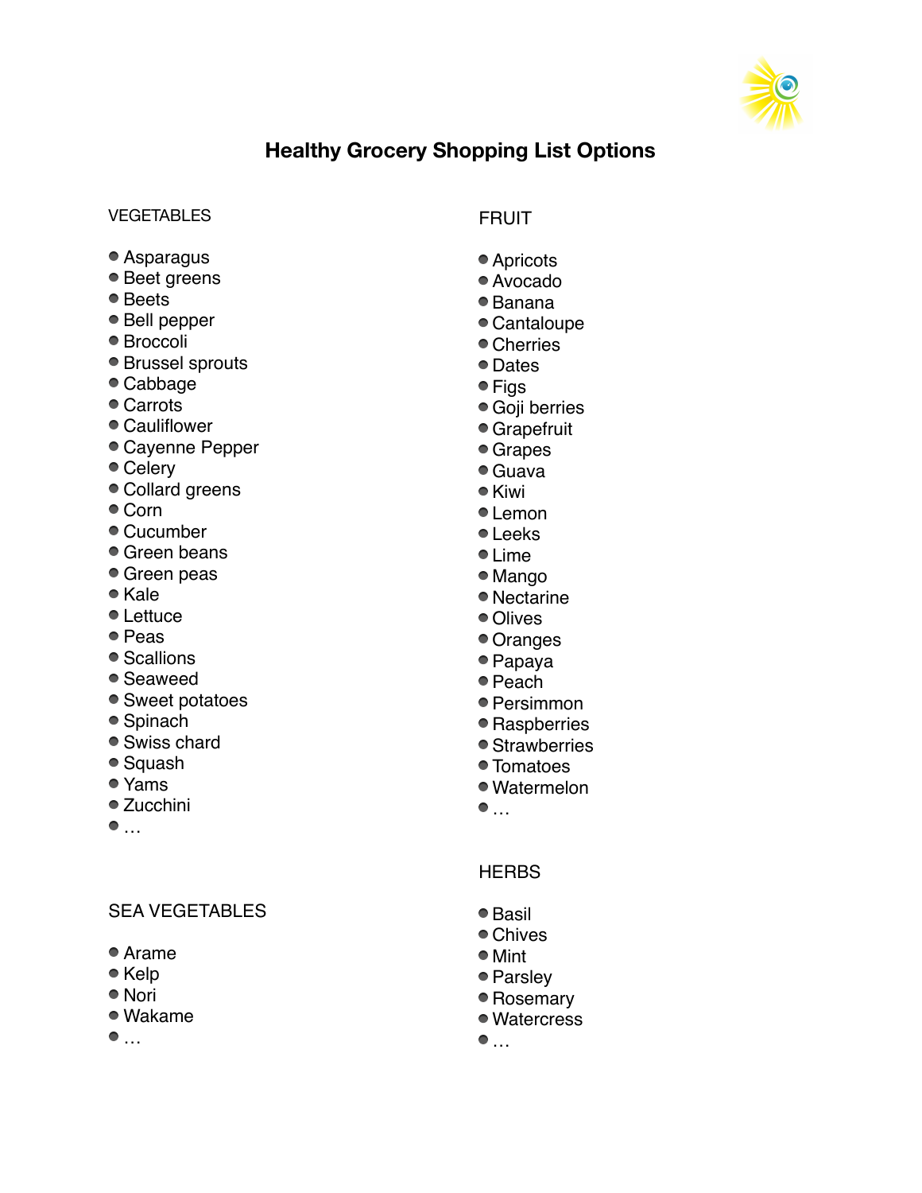# Healthy Grocery Shopping List Options

## VEGETABLES

- Asparagus
- Beet greens
- Beets
- Bell pepper
- Broccoli
- Brussel sprouts
- Cabbage
- Carrots
- Cauliflower
- Cayenne Pepper
- Celery
- Collard greens
- Corn
- Cucumber
- Green beans
- Green peas
- Kale
- Lettuce
- Peas
- Scallions
- Seaweed
- Sweet potatoes
- Spinach
- Swiss chard
- Squash
- Yams
- Zucchini
- …

## SEA VEGETABLES

- Arame
- Kelp
- Nori
- Wakame
- …

## FRUIT

- Apricots
- Avocado
- Banana
- Cantaloupe
- Cherries
- Dates
- Figs
- Goji berries
- Grapefruit
- Grapes
- Guava
- Kiwi
- Lemon
- Leeks
- Lime
- Mango
- Nectarine
- Olives
- Oranges
- Papaya
- Peach
- Persimmon
- Raspberries
- Strawberries
- Tomatoes
- Watermelon
- …

## HERBS

- Basil
- Chives
- Mint
- Parsley
- Rosemary
- Watercress
- …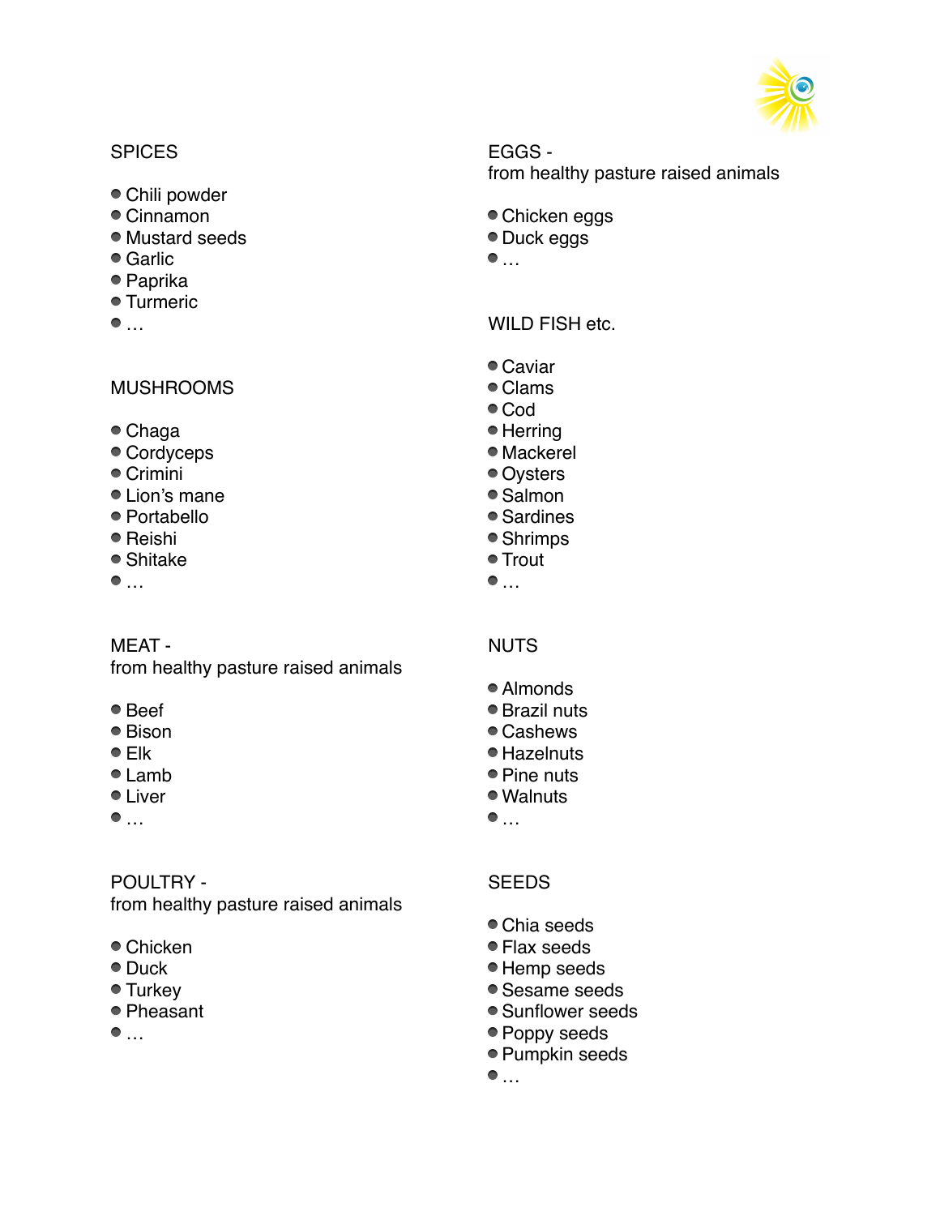## SPICES

- Chili powder
- Cinnamon
- Mustard seeds
- Garlic
- Paprika
- Turmeric
- …

## MUSHROOMS

- Chaga
- Cordyceps
- Crimini
- Lion's mane
- Portabello
- Reishi
- Shitake
- …

## MEAT - from healthy pasture raised animals

- Beef
- Bison
- Elk
- Lamb
- Liver
- …

## POULTRY - from healthy pasture raised animals

- Chicken
- Duck
- Turkey
- Pheasant
- …

## EGGS - from healthy pasture raised animals

- Chicken eggs
- Duck eggs
- …

## WILD FISH etc.

- Caviar
- Clams
- Cod
- Herring
- Mackerel
- Oysters
- Salmon
- Sardines
- Shrimps
- Trout
- …

## NUTS

- Almonds
- Brazil nuts
- Cashews
- Hazelnuts
- Pine nuts
- Walnuts
- …

## SEEDS

- Chia seeds
- Flax seeds
- Hemp seeds
- Sesame seeds
- Sunflower seeds
- Poppy seeds
- Pumpkin seeds
- …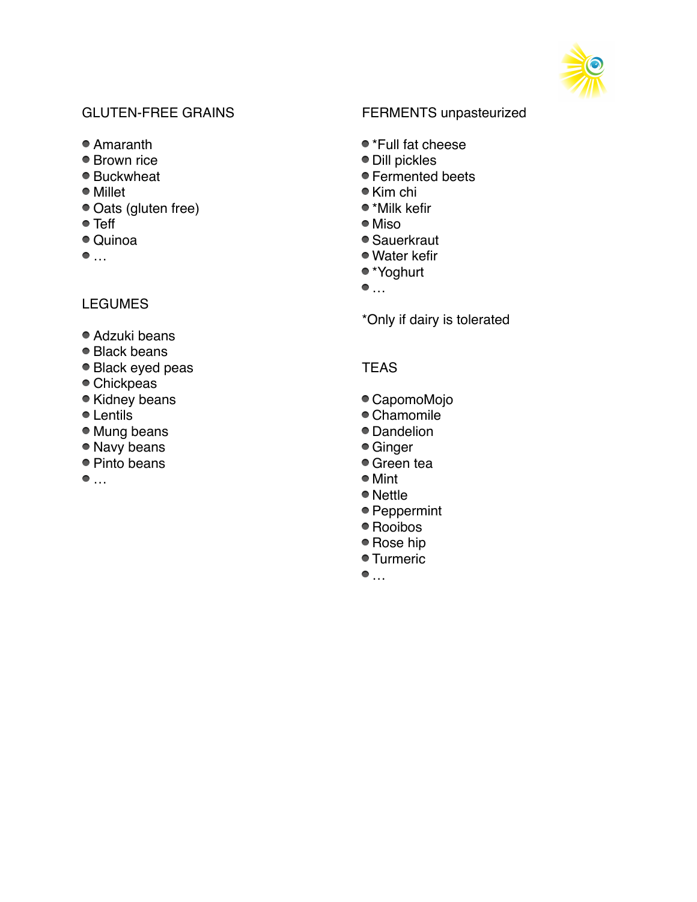## GLUTEN-FREE GRAINS

- Amaranth
- Brown rice
- Buckwheat
- Millet
- Oats (gluten free)
- Teff
- Quinoa
- …

## LEGUMES

- Adzuki beans
- Black beans
- Black eyed peas
- Chickpeas
- Kidney beans
- Lentils
- Mung beans
- Navy beans
- Pinto beans
- …

## FERMENTS unpasteurized

- *Full fat cheese
- Dill pickles
- Fermented beets
- Kim chi
- *Milk kefir
- Miso
- Sauerkraut
- Water kefir
- *Yoghurt
- …

*Only if dairy is tolerated

## TEAS

- CapomoMojo
- Chamomile
- Dandelion
- Ginger
- Green tea
- Mint
- Nettle
- Peppermint
- Rooibos
- Rose hip
- Turmeric
- …